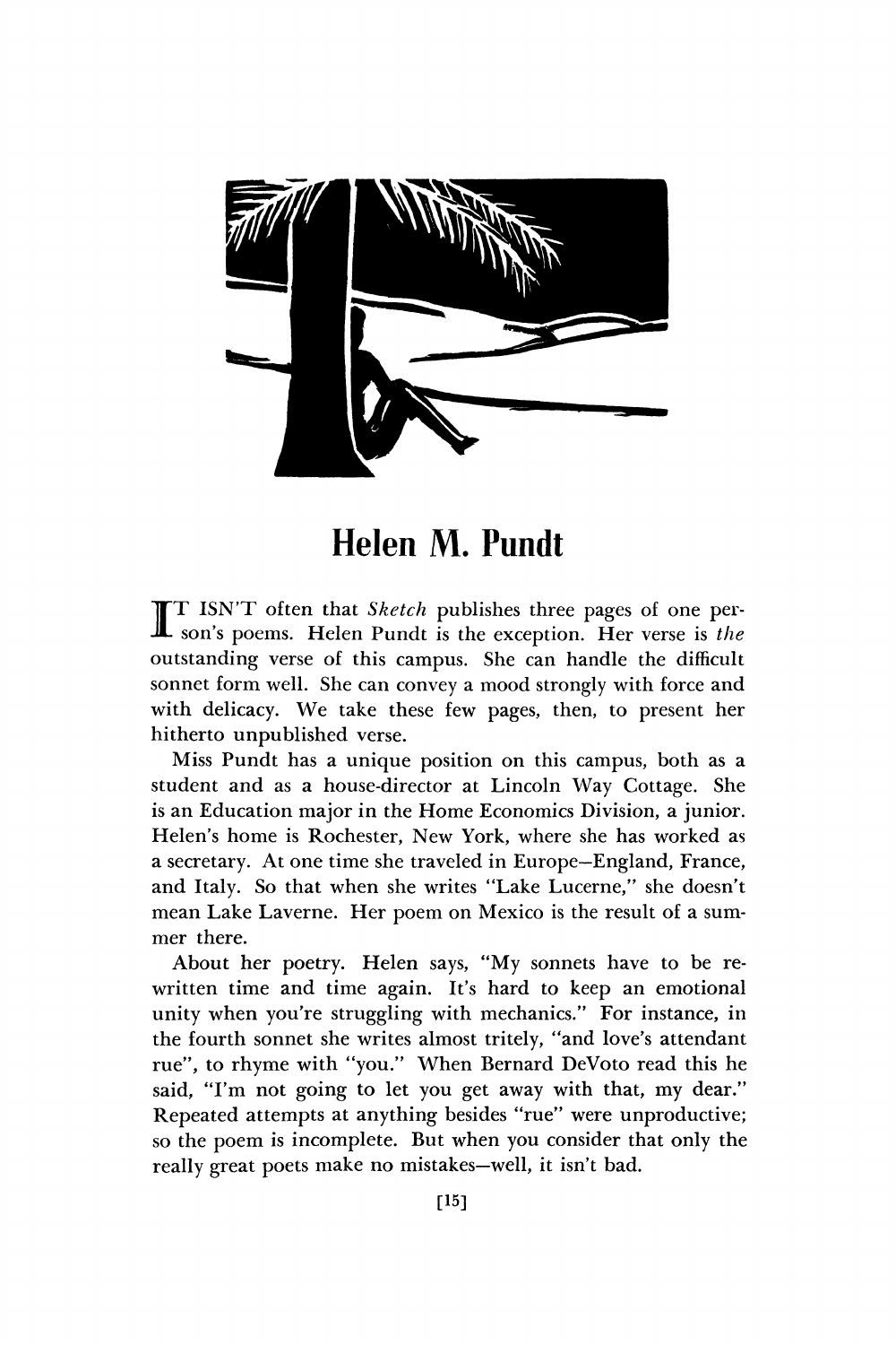# Helen M. Pundt

IT ISN'T often that *Sketch* publishes three pages of one person's poems. Helen Pundt is the exception. Her verse is *the* outstanding verse of this campus. She can handle the difficult sonnet form well. She can convey a mood strongly with force and with delicacy. We take these few pages, then, to present her hitherto unpublished verse.

Miss Pundt has a unique position on this campus, both as a student and as a house-director at Lincoln Way Cottage. She is an Education major in the Home Economics Division, a junior. Helen's home is Rochester, New York, where she has worked as a secretary. At one time she traveled in Europe—England, France, and Italy. So that when she writes "Lake Lucerne," she doesn't mean Lake Laverne. Her poem on Mexico is the result of a summer there.

About her poetry. Helen says, "My sonnets have to be rewritten time and time again. It's hard to keep an emotional unity when you're struggling with mechanics." For instance, in the fourth sonnet she writes almost tritely, "and love's attendant rue", to rhyme with "you." When Bernard DeVoto read this he said, "I'm not going to let you get away with that, my dear." Repeated attempts at anything besides "rue" were unproductive; so the poem is incomplete. But when you consider that only the really great poets make no mistakes—well, it isn't bad.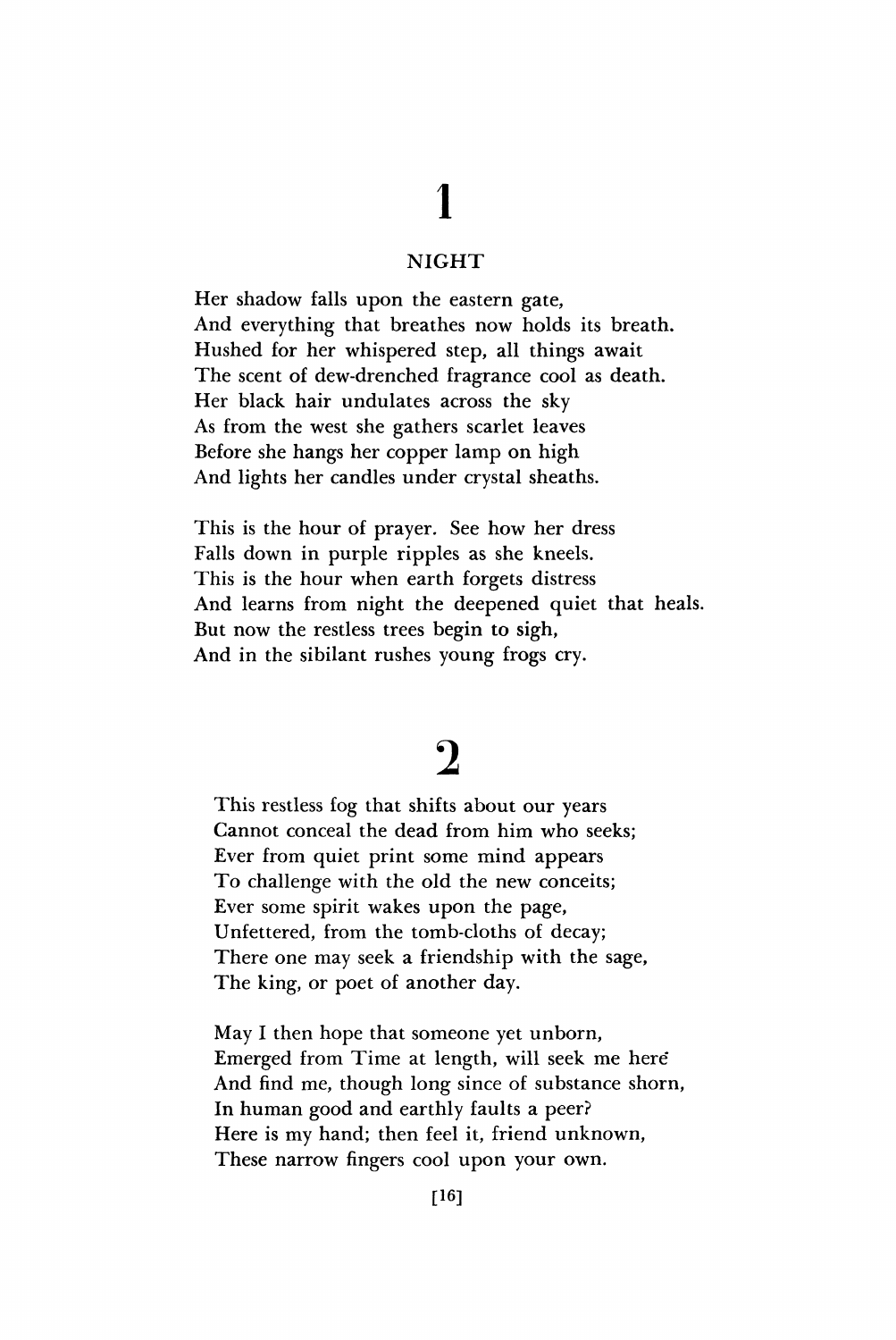# 1

## NIGHT

Her shadow falls upon the eastern gate,
And everything that breathes now holds its breath.
Hushed for her whispered step, all things await
The scent of dew-drenched fragrance cool as death.
Her black hair undulates across the sky
As from the west she gathers scarlet leaves
Before she hangs her copper lamp on high
And lights her candles under crystal sheaths.

This is the hour of prayer. See how her dress
Falls down in purple ripples as she kneels.
This is the hour when earth forgets distress
And learns from night the deepened quiet that heals.
But now the restless trees begin to sigh,
And in the sibilant rushes young frogs cry.

# 2

This restless fog that shifts about our years
Cannot conceal the dead from him who seeks;
Ever from quiet print some mind appears
To challenge with the old the new conceits;
Ever some spirit wakes upon the page,
Unfettered, from the tomb-cloths of decay;
There one may seek a friendship with the sage,
The king, or poet of another day.

May I then hope that someone yet unborn,
Emerged from Time at length, will seek me here
And find me, though long since of substance shorn,
In human good and earthly faults a peer?
Here is my hand; then feel it, friend unknown,
These narrow fingers cool upon your own.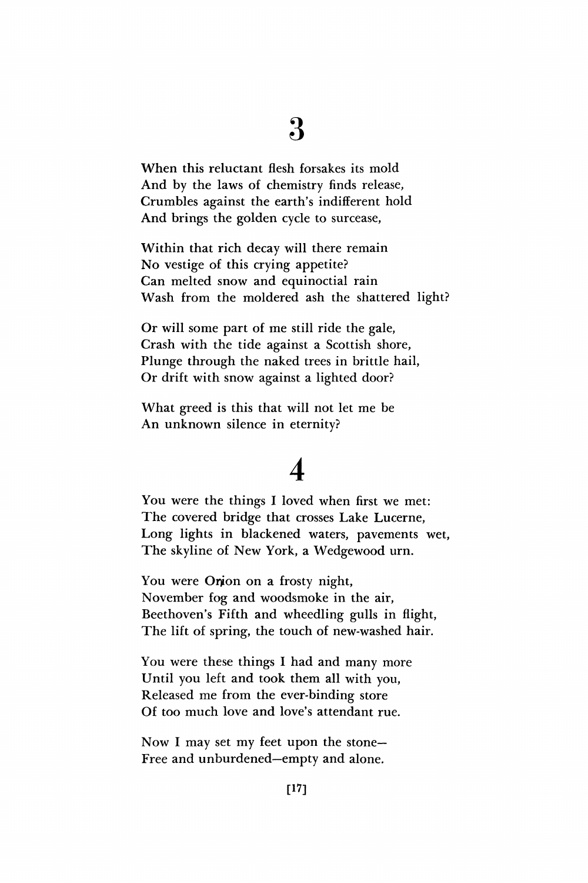# 3

When this reluctant flesh forsakes its mold  
And by the laws of chemistry finds release,  
Crumbles against the earth's indifferent hold  
And brings the golden cycle to surcease,

Within that rich decay will there remain  
No vestige of this crying appetite?  
Can melted snow and equinoctial rain  
Wash from the moldered ash the shattered light?

Or will some part of me still ride the gale,  
Crash with the tide against a Scottish shore,  
Plunge through the naked trees in brittle hail,  
Or drift with snow against a lighted door?

What greed is this that will not let me be  
An unknown silence in eternity?

# 4

You were the things I loved when first we met:  
The covered bridge that crosses Lake Lucerne,  
Long lights in blackened waters, pavements wet,  
The skyline of New York, a Wedgewood urn.

You were Orion on a frosty night,  
November fog and woodsmoke in the air,  
Beethoven's Fifth and wheedling gulls in flight,  
The lift of spring, the touch of new-washed hair.

You were these things I had and many more  
Until you left and took them all with you,  
Released me from the ever-binding store  
Of too much love and love's attendant rue.

Now I may set my feet upon the stone—  
Free and unburdened—empty and alone.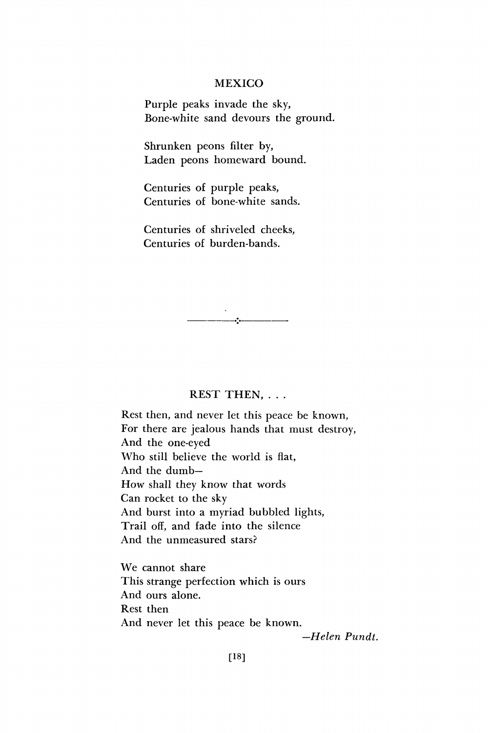## MEXICO

Purple peaks invade the sky,  
Bone-white sand devours the ground.

Shrunken peons filter by,  
Laden peons homeward bound.

Centuries of purple peaks,  
Centuries of bone-white sands.

Centuries of shriveled cheeks,  
Centuries of burden-bands.

---

## REST THEN, . . .

Rest then, and never let this peace be known,  
For there are jealous hands that must destroy,  
And the one-eyed  
Who still believe the world is flat,  
And the dumb—  
How shall they know that words  
Can rocket to the sky  
And burst into a myriad bubbled lights,  
Trail off, and fade into the silence  
And the unmeasured stars?

We cannot share  
This strange perfection which is ours  
And ours alone.  
Rest then  
And never let this peace be known.

—*Helen Pundt.*